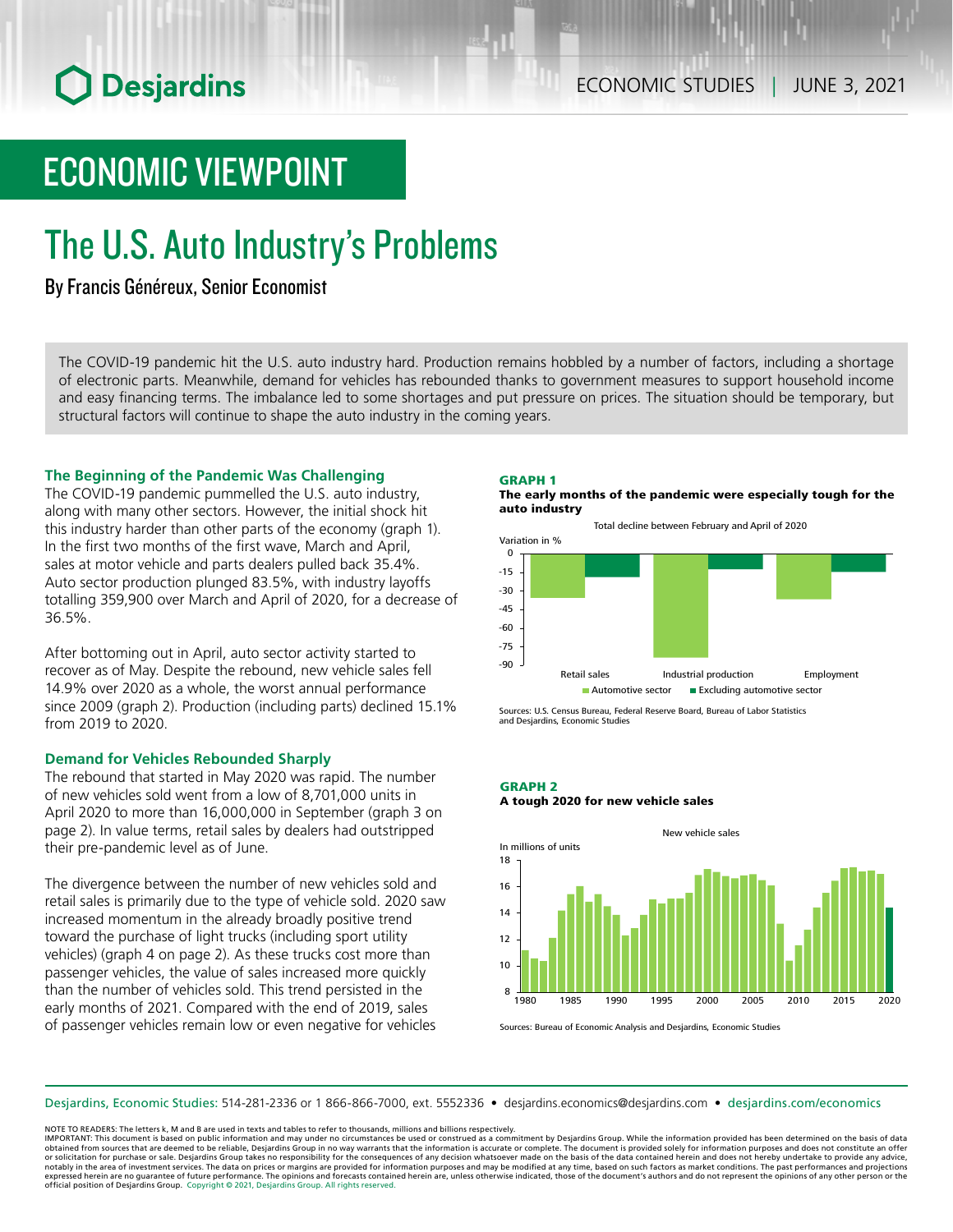# ECONOMIC VIEWPOINT

# The U.S. Auto Industry's Problems

By Francis Généreux, Senior Economist

The COVID-19 pandemic hit the U.S. auto industry hard. Production remains hobbled by a number of factors, including a shortage of electronic parts. Meanwhile, demand for vehicles has rebounded thanks to government measures to support household income and easy financing terms. The imbalance led to some shortages and put pressure on prices. The situation should be temporary, but structural factors will continue to shape the auto industry in the coming years.

### The Beginning of the Pandemic Was Challenging

The COVID-19 pandemic pummelled the U.S. auto industry, along with many other sectors. However, the initial shock hit this industry harder than other parts of the economy (graph 1). In the first two months of the first wave, March and April, sales at motor vehicle and parts dealers pulled back 35.4%. Auto sector production plunged 83.5%, with industry layoffs totalling 359,900 over March and April of 2020, for a decrease of 36.5%.

After bottoming out in April, auto sector activity started to recover as of May. Despite the rebound, new vehicle sales fell 14.9% over 2020 as a whole, the worst annual performance since 2009 (graph 2). Production (including parts) declined 15.1% from 2019 to 2020.

### Demand for Vehicles Rebounded Sharply

The rebound that started in May 2020 was rapid. The number of new vehicles sold went from a low of 8,701,000 units in April 2020 to more than 16,000,000 in September (graph 3 on page 2). In value terms, retail sales by dealers had outstripped their pre-pandemic level as of June.

The divergence between the number of new vehicles sold and retail sales is primarily due to the type of vehicle sold. 2020 saw increased momentum in the already broadly positive trend toward the purchase of light trucks (including sport utility vehicles) (graph 4 on page 2). As these trucks cost more than passenger vehicles, the value of sales increased more quickly than the number of vehicles sold. This trend persisted in the early months of 2021. Compared with the end of 2019, sales of passenger vehicles remain low or even negative for vehicles

**GRAPH 1**
**The early months of the pandemic were especially tough for the auto industry**

Total decline between February and April of 2020

Sources: U.S. Census Bureau, Federal Reserve Board, Bureau of Labor Statistics and Desjardins, Economic Studies

**GRAPH 2**
**A tough 2020 for new vehicle sales**

New vehicle sales

Sources: Bureau of Economic Analysis and Desjardins, Economic Studies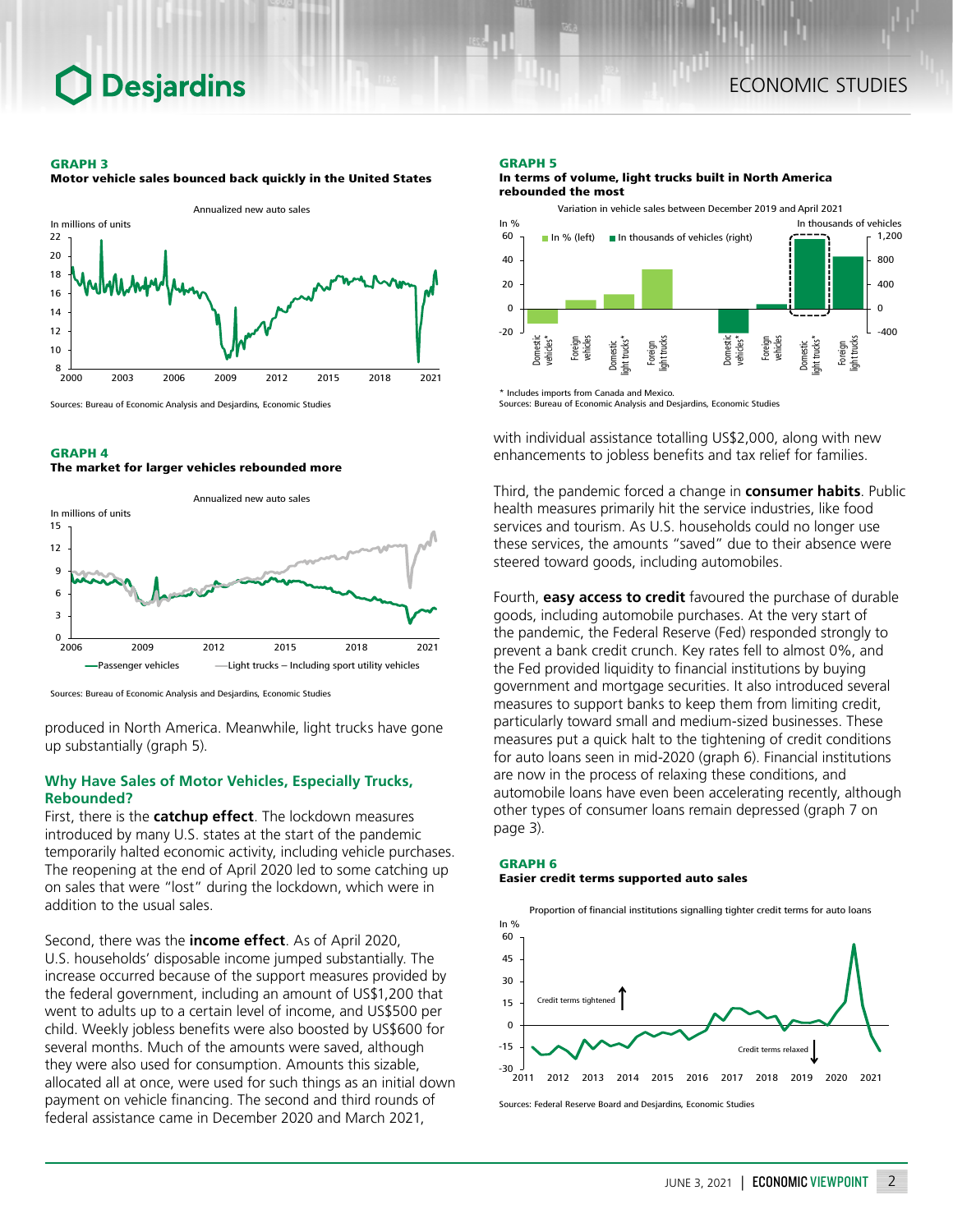**GRAPH 3**
**Motor vehicle sales bounced back quickly in the United States**

Annualized new auto sales

Sources: Bureau of Economic Analysis and Desjardins, Economic Studies

**GRAPH 4**
**The market for larger vehicles rebounded more**

Annualized new auto sales

Sources: Bureau of Economic Analysis and Desjardins, Economic Studies

produced in North America. Meanwhile, light trucks have gone up substantially (graph 5).

### Why Have Sales of Motor Vehicles, Especially Trucks, Rebounded?

First, there is the **catchup effect**. The lockdown measures introduced by many U.S. states at the start of the pandemic temporarily halted economic activity, including vehicle purchases. The reopening at the end of April 2020 led to some catching up on sales that were "lost" during the lockdown, which were in addition to the usual sales.

Second, there was the **income effect**. As of April 2020, U.S. households' disposable income jumped substantially. The increase occurred because of the support measures provided by the federal government, including an amount of US$1,200 that went to adults up to a certain level of income, and US$500 per child. Weekly jobless benefits were also boosted by US$600 for several months. Much of the amounts were saved, although they were also used for consumption. Amounts this sizable, allocated all at once, were used for such things as an initial down payment on vehicle financing. The second and third rounds of federal assistance came in December 2020 and March 2021, with individual assistance totalling US$2,000, along with new enhancements to jobless benefits and tax relief for families.

Third, the pandemic forced a change in **consumer habits**. Public health measures primarily hit the service industries, like food services and tourism. As U.S. households could no longer use these services, the amounts "saved" due to their absence were steered toward goods, including automobiles.

Fourth, **easy access to credit** favoured the purchase of durable goods, including automobile purchases. At the very start of the pandemic, the Federal Reserve (Fed) responded strongly to prevent a bank credit crunch. Key rates fell to almost 0%, and the Fed provided liquidity to financial institutions by buying government and mortgage securities. It also introduced several measures to support banks to keep them from limiting credit, particularly toward small and medium-sized businesses. These measures put a quick halt to the tightening of credit conditions for auto loans seen in mid-2020 (graph 6). Financial institutions are now in the process of relaxing these conditions, and automobile loans have even been accelerating recently, although other types of consumer loans remain depressed (graph 7 on page 3).

**GRAPH 5**
**In terms of volume, light trucks built in North America rebounded the most**

Variation in vehicle sales between December 2019 and April 2021

\* Includes imports from Canada and Mexico.
Sources: Bureau of Economic Analysis and Desjardins, Economic Studies

**GRAPH 6**
**Easier credit terms supported auto sales**

Proportion of financial institutions signalling tighter credit terms for auto loans

Sources: Federal Reserve Board and Desjardins, Economic Studies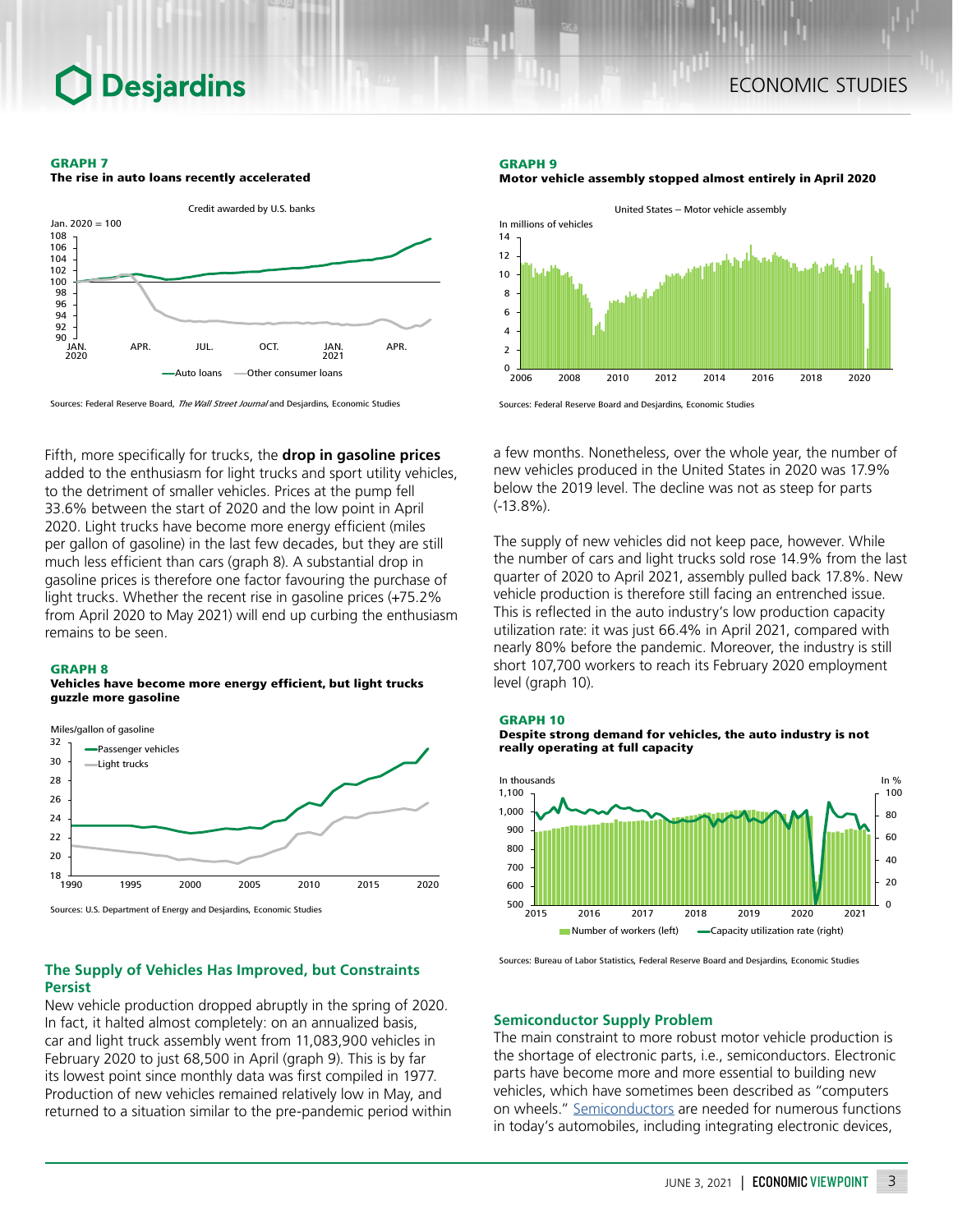**GRAPH 7**
**The rise in auto loans recently accelerated**

Sources: Federal Reserve Board, *The Wall Street Journal* and Desjardins, Economic Studies

Fifth, more specifically for trucks, the **drop in gasoline prices** added to the enthusiasm for light trucks and sport utility vehicles, to the detriment of smaller vehicles. Prices at the pump fell 33.6% between the start of 2020 and the low point in April 2020. Light trucks have become more energy efficient (miles per gallon of gasoline) in the last few decades, but they are still much less efficient than cars (graph 8). A substantial drop in gasoline prices is therefore one factor favouring the purchase of light trucks. Whether the recent rise in gasoline prices (+75.2% from April 2020 to May 2021) will end up curbing the enthusiasm remains to be seen.

**GRAPH 8**
**Vehicles have become more energy efficient, but light trucks guzzle more gasoline**

Sources: U.S. Department of Energy and Desjardins, Economic Studies

## The Supply of Vehicles Has Improved, but Constraints Persist

New vehicle production dropped abruptly in the spring of 2020. In fact, it halted almost completely: on an annualized basis, car and light truck assembly went from 11,083,900 vehicles in February 2020 to just 68,500 in April (graph 9). This is by far its lowest point since monthly data was first compiled in 1977. Production of new vehicles remained relatively low in May, and returned to a situation similar to the pre-pandemic period within a few months. Nonetheless, over the whole year, the number of new vehicles produced in the United States in 2020 was 17.9% below the 2019 level. The decline was not as steep for parts (-13.8%).

**GRAPH 9**
**Motor vehicle assembly stopped almost entirely in April 2020**

Sources: Federal Reserve Board and Desjardins, Economic Studies

The supply of new vehicles did not keep pace, however. While the number of cars and light trucks sold rose 14.9% from the last quarter of 2020 to April 2021, assembly pulled back 17.8%. New vehicle production is therefore still facing an entrenched issue. This is reflected in the auto industry's low production capacity utilization rate: it was just 66.4% in April 2021, compared with nearly 80% before the pandemic. Moreover, the industry is still short 107,700 workers to reach its February 2020 employment level (graph 10).

**GRAPH 10**
**Despite strong demand for vehicles, the auto industry is not really operating at full capacity**

Sources: Bureau of Labor Statistics, Federal Reserve Board and Desjardins, Economic Studies

## Semiconductor Supply Problem

The main constraint to more robust motor vehicle production is the shortage of electronic parts, i.e., semiconductors. Electronic parts have become more and more essential to building new vehicles, which have sometimes been described as "computers on wheels." Semiconductors are needed for numerous functions in today's automobiles, including integrating electronic devices,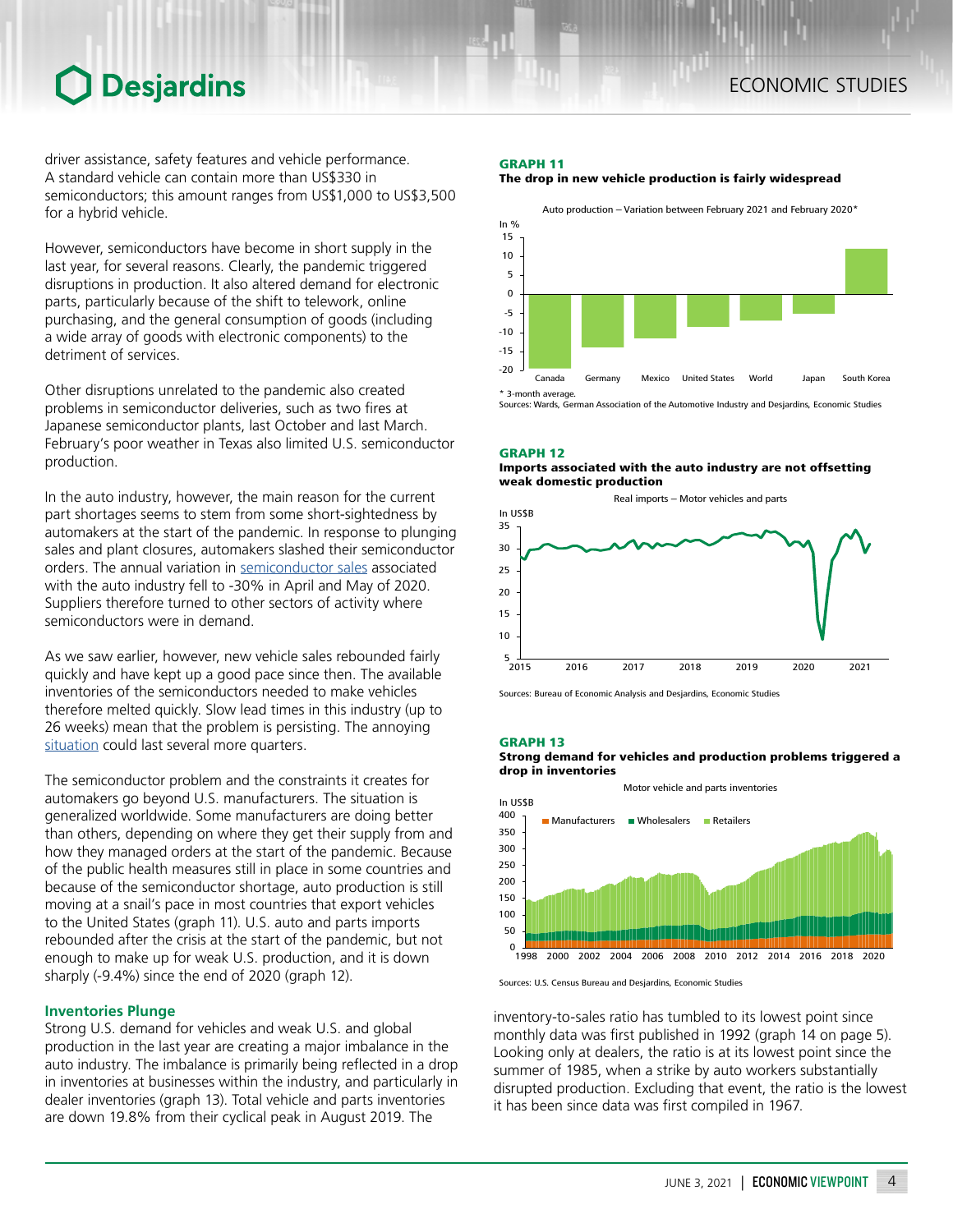driver assistance, safety features and vehicle performance. A standard vehicle can contain more than US$330 in semiconductors; this amount ranges from US$1,000 to US$3,500 for a hybrid vehicle.

However, semiconductors have become in short supply in the last year, for several reasons. Clearly, the pandemic triggered disruptions in production. It also altered demand for electronic parts, particularly because of the shift to telework, online purchasing, and the general consumption of goods (including a wide array of goods with electronic components) to the detriment of services.

Other disruptions unrelated to the pandemic also created problems in semiconductor deliveries, such as two fires at Japanese semiconductor plants, last October and last March. February's poor weather in Texas also limited U.S. semiconductor production.

In the auto industry, however, the main reason for the current part shortages seems to stem from some short-sightedness by automakers at the start of the pandemic. In response to plunging sales and plant closures, automakers slashed their semiconductor orders. The annual variation in semiconductor sales associated with the auto industry fell to -30% in April and May of 2020. Suppliers therefore turned to other sectors of activity where semiconductors were in demand.

As we saw earlier, however, new vehicle sales rebounded fairly quickly and have kept up a good pace since then. The available inventories of the semiconductors needed to make vehicles therefore melted quickly. Slow lead times in this industry (up to 26 weeks) mean that the problem is persisting. The annoying situation could last several more quarters.

The semiconductor problem and the constraints it creates for automakers go beyond U.S. manufacturers. The situation is generalized worldwide. Some manufacturers are doing better than others, depending on where they get their supply from and how they managed orders at the start of the pandemic. Because of the public health measures still in place in some countries and because of the semiconductor shortage, auto production is still moving at a snail's pace in most countries that export vehicles to the United States (graph 11). U.S. auto and parts imports rebounded after the crisis at the start of the pandemic, but not enough to make up for weak U.S. production, and it is down sharply (-9.4%) since the end of 2020 (graph 12).

### Inventories Plunge

Strong U.S. demand for vehicles and weak U.S. and global production in the last year are creating a major imbalance in the auto industry. The imbalance is primarily being reflected in a drop in inventories at businesses within the industry, and particularly in dealer inventories (graph 13). Total vehicle and parts inventories are down 19.8% from their cyclical peak in August 2019. The inventory-to-sales ratio has tumbled to its lowest point since monthly data was first published in 1992 (graph 14 on page 5). Looking only at dealers, the ratio is at its lowest point since the summer of 1985, when a strike by auto workers substantially disrupted production. Excluding that event, the ratio is the lowest it has been since data was first compiled in 1967.

**GRAPH 11**
**The drop in new vehicle production is fairly widespread**

Auto production – Variation between February 2021 and February 2020*

\* 3-month average.
Sources: Wards, German Association of the Automotive Industry and Desjardins, Economic Studies

**GRAPH 12**
**Imports associated with the auto industry are not offsetting weak domestic production**

Real imports – Motor vehicles and parts

Sources: Bureau of Economic Analysis and Desjardins, Economic Studies

**GRAPH 13**
**Strong demand for vehicles and production problems triggered a drop in inventories**

Motor vehicle and parts inventories

Sources: U.S. Census Bureau and Desjardins, Economic Studies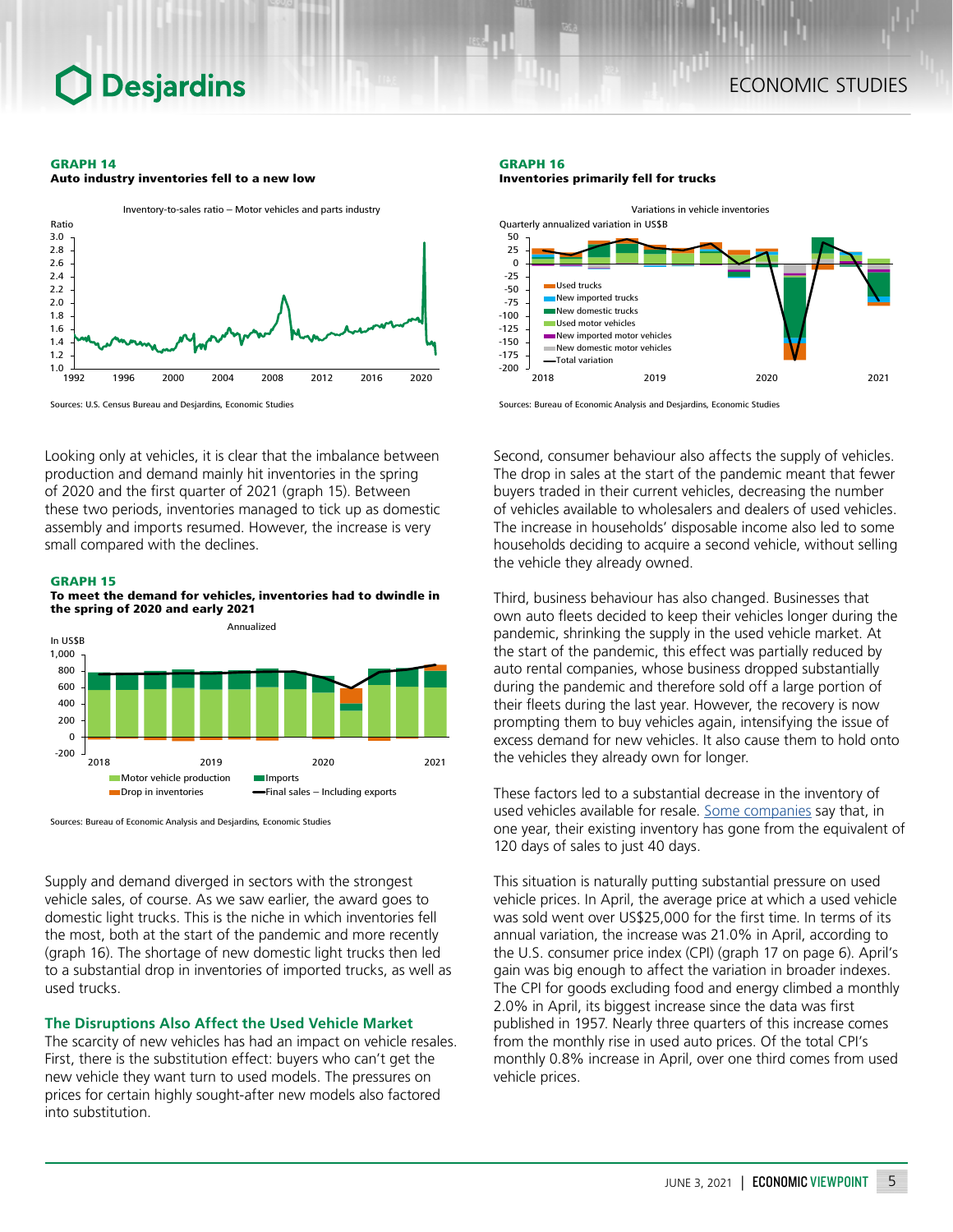**GRAPH 14**
**Auto industry inventories fell to a new low**

Inventory-to-sales ratio – Motor vehicles and parts industry

Sources: U.S. Census Bureau and Desjardins, Economic Studies

Looking only at vehicles, it is clear that the imbalance between production and demand mainly hit inventories in the spring of 2020 and the first quarter of 2021 (graph 15). Between these two periods, inventories managed to tick up as domestic assembly and imports resumed. However, the increase is very small compared with the declines.

**GRAPH 15**
**To meet the demand for vehicles, inventories had to dwindle in the spring of 2020 and early 2021**

Annualized

Sources: Bureau of Economic Analysis and Desjardins, Economic Studies

Supply and demand diverged in sectors with the strongest vehicle sales, of course. As we saw earlier, the award goes to domestic light trucks. This is the niche in which inventories fell the most, both at the start of the pandemic and more recently (graph 16). The shortage of new domestic light trucks then led to a substantial drop in inventories of imported trucks, as well as used trucks.

### The Disruptions Also Affect the Used Vehicle Market

The scarcity of new vehicles has had an impact on vehicle resales. First, there is the substitution effect: buyers who can't get the new vehicle they want turn to used models. The pressures on prices for certain highly sought-after new models also factored into substitution.

**GRAPH 16**
**Inventories primarily fell for trucks**

Variations in vehicle inventories

Sources: Bureau of Economic Analysis and Desjardins, Economic Studies

Second, consumer behaviour also affects the supply of vehicles. The drop in sales at the start of the pandemic meant that fewer buyers traded in their current vehicles, decreasing the number of vehicles available to wholesalers and dealers of used vehicles. The increase in households' disposable income also led to some households deciding to acquire a second vehicle, without selling the vehicle they already owned.

Third, business behaviour has also changed. Businesses that own auto fleets decided to keep their vehicles longer during the pandemic, shrinking the supply in the used vehicle market. At the start of the pandemic, this effect was partially reduced by auto rental companies, whose business dropped substantially during the pandemic and therefore sold off a large portion of their fleets during the last year. However, the recovery is now prompting them to buy vehicles again, intensifying the issue of excess demand for new vehicles. It also cause them to hold onto the vehicles they already own for longer.

These factors led to a substantial decrease in the inventory of used vehicles available for resale. Some companies say that, in one year, their existing inventory has gone from the equivalent of 120 days of sales to just 40 days.

This situation is naturally putting substantial pressure on used vehicle prices. In April, the average price at which a used vehicle was sold went over US$25,000 for the first time. In terms of its annual variation, the increase was 21.0% in April, according to the U.S. consumer price index (CPI) (graph 17 on page 6). April's gain was big enough to affect the variation in broader indexes. The CPI for goods excluding food and energy climbed a monthly 2.0% in April, its biggest increase since the data was first published in 1957. Nearly three quarters of this increase comes from the monthly rise in used auto prices. Of the total CPI's monthly 0.8% increase in April, over one third comes from used vehicle prices.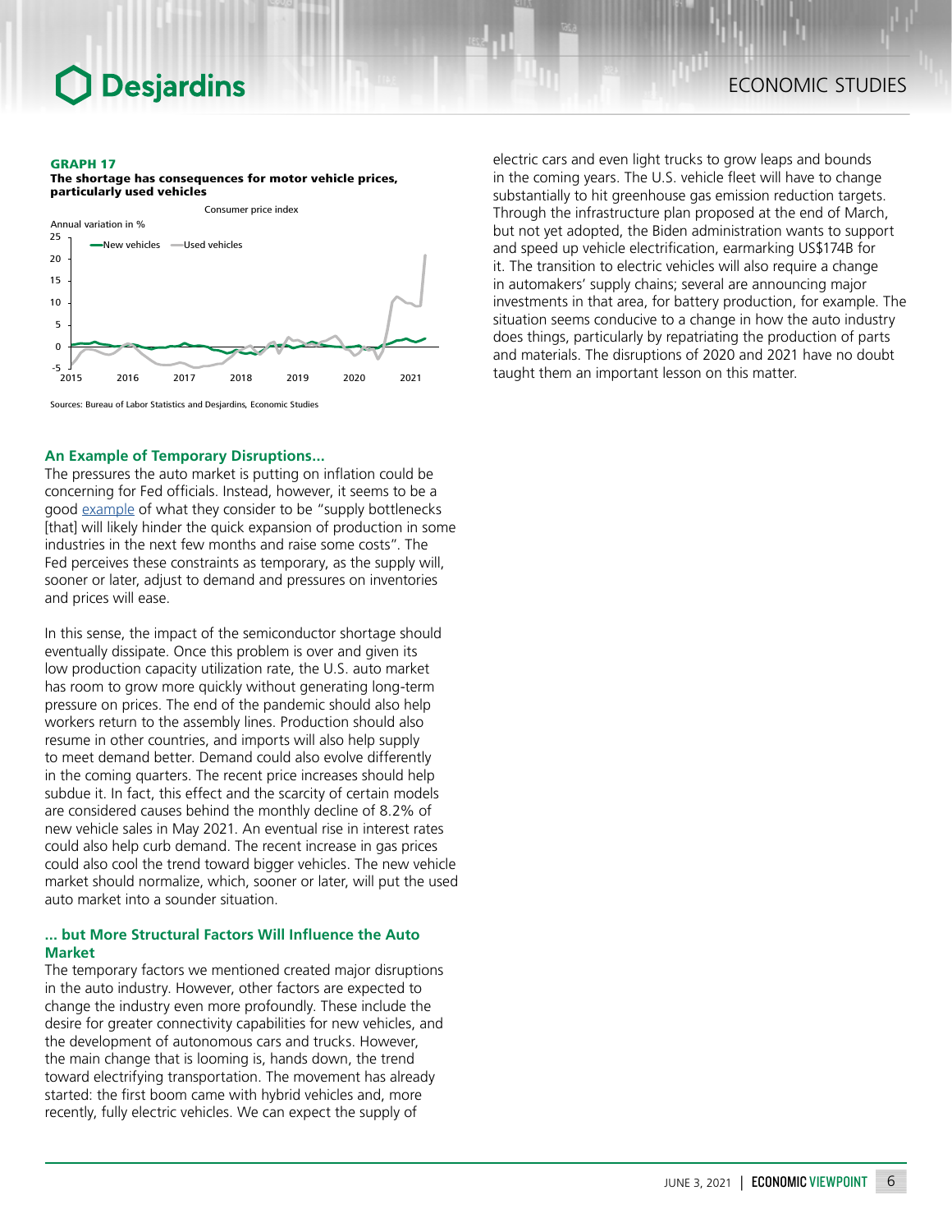**GRAPH 17**

**The shortage has consequences for motor vehicle prices, particularly used vehicles**

Consumer price index

Annual variation in %

25
20
15
10
5
0
-5

2015 2016 2017 2018 2019 2020 2021

New vehicles
Used vehicles

Sources: Bureau of Labor Statistics and Desjardins, Economic Studies

### An Example of Temporary Disruptions...

The pressures the auto market is putting on inflation could be concerning for Fed officials. Instead, however, it seems to be a good example of what they consider to be "supply bottlenecks [that] will likely hinder the quick expansion of production in some industries in the next few months and raise some costs". The Fed perceives these constraints as temporary, as the supply will, sooner or later, adjust to demand and pressures on inventories and prices will ease.

In this sense, the impact of the semiconductor shortage should eventually dissipate. Once this problem is over and given its low production capacity utilization rate, the U.S. auto market has room to grow more quickly without generating long-term pressure on prices. The end of the pandemic should also help workers return to the assembly lines. Production should also resume in other countries, and imports will also help supply to meet demand better. Demand could also evolve differently in the coming quarters. The recent price increases should help subdue it. In fact, this effect and the scarcity of certain models are considered causes behind the monthly decline of 8.2% of new vehicle sales in May 2021. An eventual rise in interest rates could also help curb demand. The recent increase in gas prices could also cool the trend toward bigger vehicles. The new vehicle market should normalize, which, sooner or later, will put the used auto market into a sounder situation.

### ... but More Structural Factors Will Influence the Auto Market

The temporary factors we mentioned created major disruptions in the auto industry. However, other factors are expected to change the industry even more profoundly. These include the desire for greater connectivity capabilities for new vehicles, and the development of autonomous cars and trucks. However, the main change that is looming is, hands down, the trend toward electrifying transportation. The movement has already started: the first boom came with hybrid vehicles and, more recently, fully electric vehicles. We can expect the supply of electric cars and even light trucks to grow leaps and bounds in the coming years. The U.S. vehicle fleet will have to change substantially to hit greenhouse gas emission reduction targets. Through the infrastructure plan proposed at the end of March, but not yet adopted, the Biden administration wants to support and speed up vehicle electrification, earmarking US$174B for it. The transition to electric vehicles will also require a change in automakers' supply chains; several are announcing major investments in that area, for battery production, for example. The situation seems conducive to a change in how the auto industry does things, particularly by repatriating the production of parts and materials. The disruptions of 2020 and 2021 have no doubt taught them an important lesson on this matter.